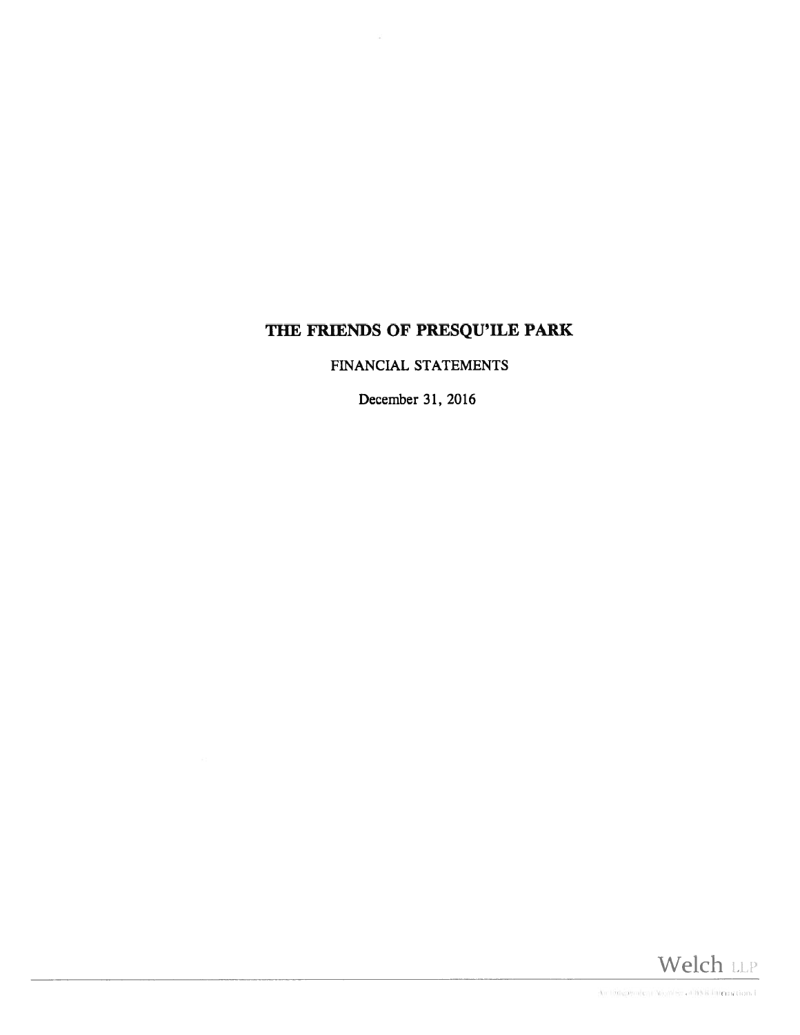# THE FRIENDS OF PRESQU'ILE PARK

FINANCIAL STATEMENTS

December 31, 2016

Welch LLP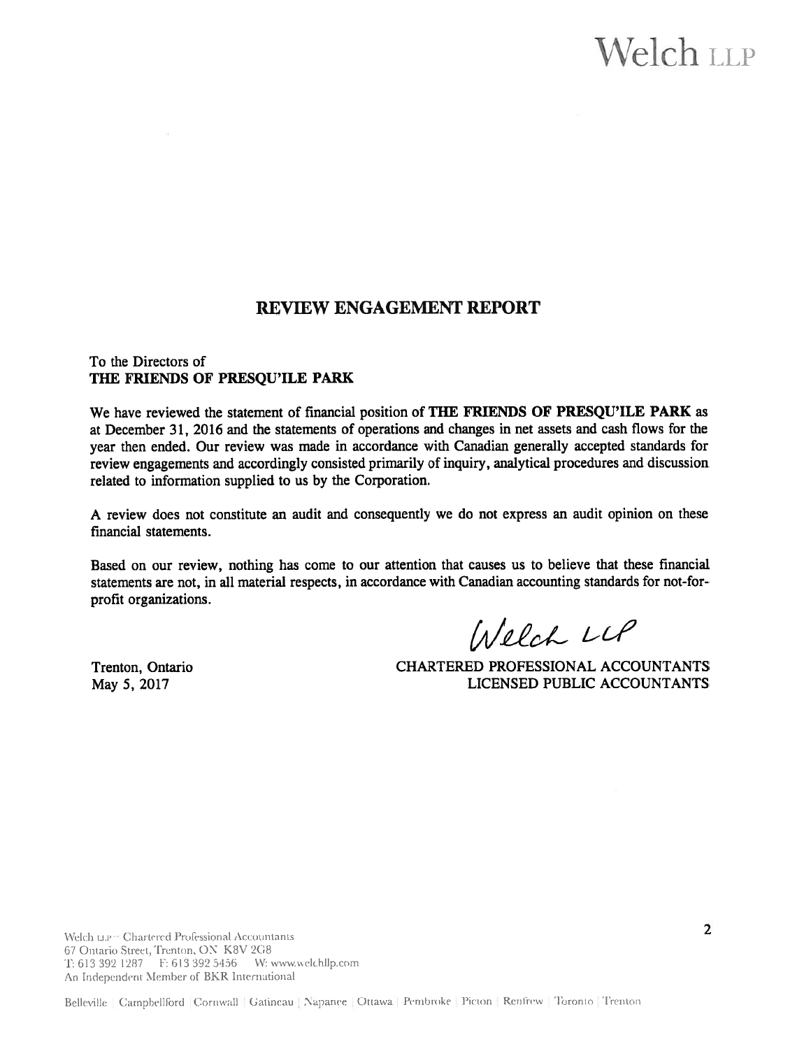Welch LLP

## REVIEW ENGAGEMENT REPORT

To the Directors of
**THE FRIENDS OF PRESQU'ILE PARK**

We have reviewed the statement of financial position of **THE FRIENDS OF PRESQU'ILE PARK** as at December 31, 2016 and the statements of operations and changes in net assets and cash flows for the year then ended. Our review was made in accordance with Canadian generally accepted standards for review engagements and accordingly consisted primarily of inquiry, analytical procedures and discussion related to information supplied to us by the Corporation.

A review does not constitute an audit and consequently we do not express an audit opinion on these financial statements.

Based on our review, nothing has come to our attention that causes us to believe that these financial statements are not, in all material respects, in accordance with Canadian accounting standards for not-for-profit organizations.

Welch LLP

Trenton, Ontario
May 5, 2017

CHARTERED PROFESSIONAL ACCOUNTANTS
LICENSED PUBLIC ACCOUNTANTS

Welch LLP – Chartered Professional Accountants
67 Ontario Street, Trenton, ON K8V 2G8
T: 613 392 1287 F: 613 392 5456 W: www.welchllp.com
An Independent Member of BKR International

Belleville | Campbellford | Cornwall | Gatineau | Napanee | Ottawa | Pembroke | Picton | Renfrew | Toronto | Trenton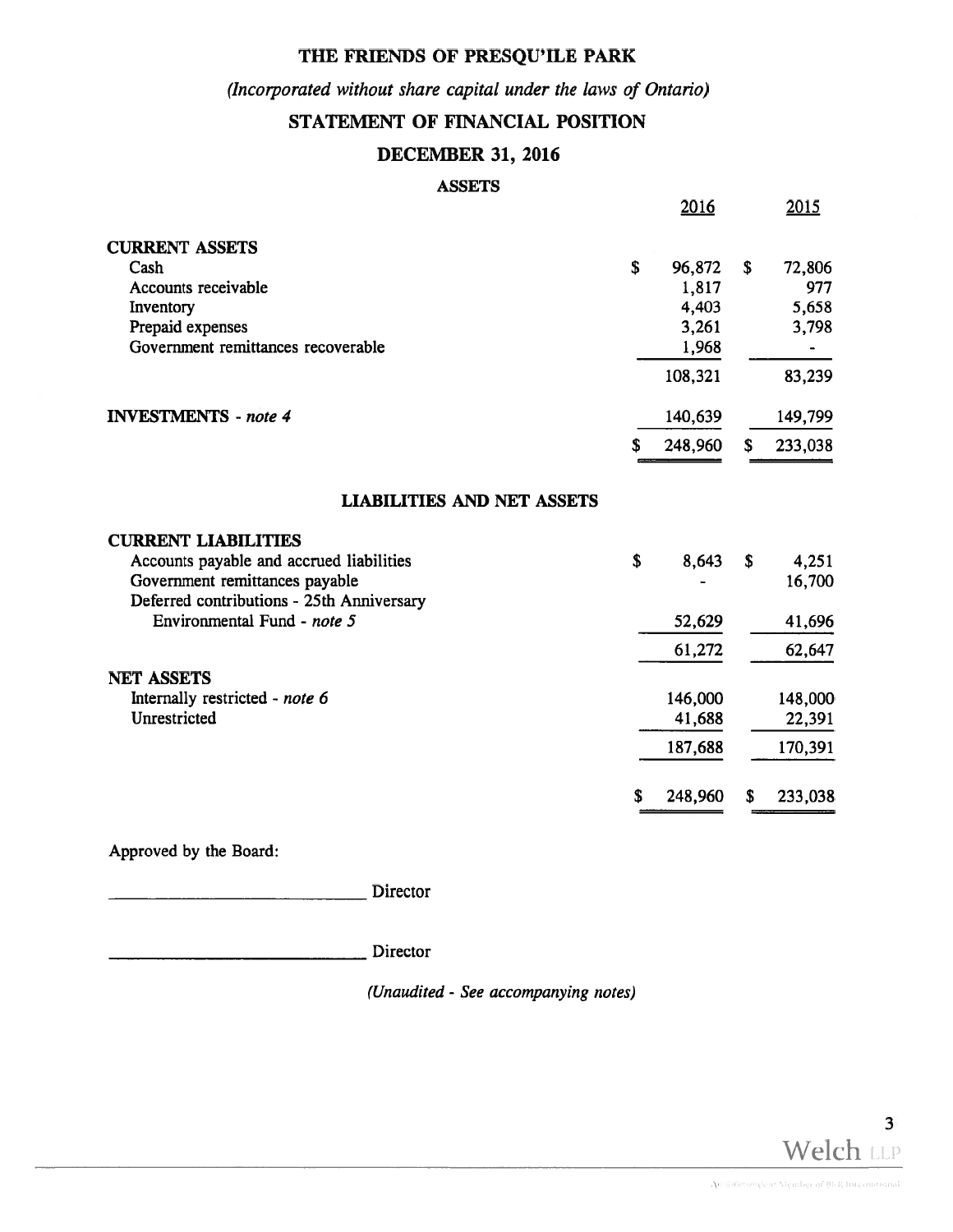# THE FRIENDS OF PRESQU'ILE PARK

*(Incorporated without share capital under the laws of Ontario)*

## STATEMENT OF FINANCIAL POSITION

## DECEMBER 31, 2016

### ASSETS

| | 2016 | 2015 |
|---|---|---|
| **CURRENT ASSETS** | | |
| Cash | $ 96,872 | $ 72,806 |
| Accounts receivable | 1,817 | 977 |
| Inventory | 4,403 | 5,658 |
| Prepaid expenses | 3,261 | 3,798 |
| Government remittances recoverable | 1,968 | - |
| | 108,321 | 83,239 |
| **INVESTMENTS** - *note 4* | 140,639 | 149,799 |
| | $ 248,960 | $ 233,038 |

### LIABILITIES AND NET ASSETS

| | 2016 | 2015 |
|---|---|---|
| **CURRENT LIABILITIES** | | |
| Accounts payable and accrued liabilities | $ 8,643 | $ 4,251 |
| Government remittances payable | - | 16,700 |
| Deferred contributions - 25th Anniversary Environmental Fund - *note 5* | 52,629 | 41,696 |
| | 61,272 | 62,647 |
| **NET ASSETS** | | |
| Internally restricted - *note 6* | 146,000 | 148,000 |
| Unrestricted | 41,688 | 22,391 |
| | 187,688 | 170,391 |
| | $ 248,960 | $ 233,038 |

Approved by the Board:

_____________________________ Director

_____________________________ Director

*(Unaudited - See accompanying notes)*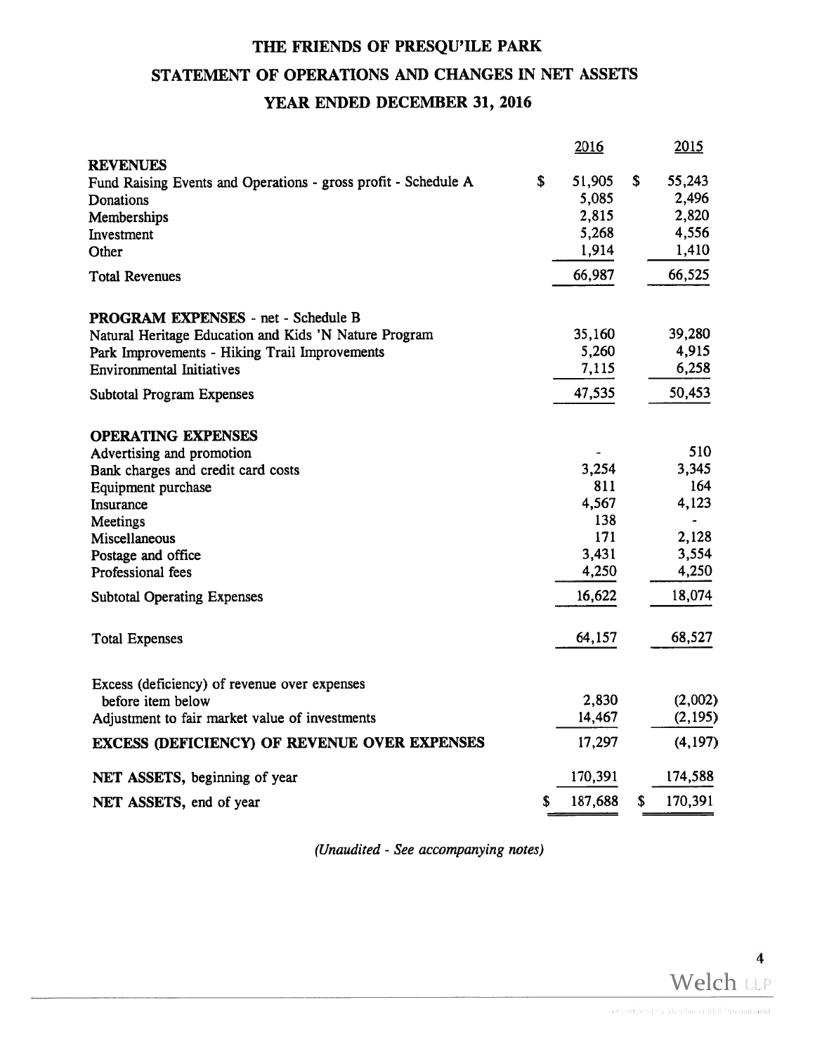# THE FRIENDS OF PRESQU'ILE PARK

## STATEMENT OF OPERATIONS AND CHANGES IN NET ASSETS

### YEAR ENDED DECEMBER 31, 2016

| | 2016 | 2015 |
|---|---|---|
| **REVENUES** | | |
| Fund Raising Events and Operations - gross profit - Schedule A | $ 51,905 | $ 55,243 |
| Donations | 5,085 | 2,496 |
| Memberships | 2,815 | 2,820 |
| Investment | 5,268 | 4,556 |
| Other | 1,914 | 1,410 |
| Total Revenues | 66,987 | 66,525 |
| **PROGRAM EXPENSES** - net - Schedule B | | |
| Natural Heritage Education and Kids 'N Nature Program | 35,160 | 39,280 |
| Park Improvements - Hiking Trail Improvements | 5,260 | 4,915 |
| Environmental Initiatives | 7,115 | 6,258 |
| Subtotal Program Expenses | 47,535 | 50,453 |
| **OPERATING EXPENSES** | | |
| Advertising and promotion | - | 510 |
| Bank charges and credit card costs | 3,254 | 3,345 |
| Equipment purchase | 811 | 164 |
| Insurance | 4,567 | 4,123 |
| Meetings | 138 | - |
| Miscellaneous | 171 | 2,128 |
| Postage and office | 3,431 | 3,554 |
| Professional fees | 4,250 | 4,250 |
| Subtotal Operating Expenses | 16,622 | 18,074 |
| Total Expenses | 64,157 | 68,527 |
| Excess (deficiency) of revenue over expenses before item below | 2,830 | (2,002) |
| Adjustment to fair market value of investments | 14,467 | (2,195) |
| **EXCESS (DEFICIENCY) OF REVENUE OVER EXPENSES** | 17,297 | (4,197) |
| **NET ASSETS,** beginning of year | 170,391 | 174,588 |
| **NET ASSETS,** end of year | $ 187,688 | $ 170,391 |

*(Unaudited - See accompanying notes)*

Welch LLP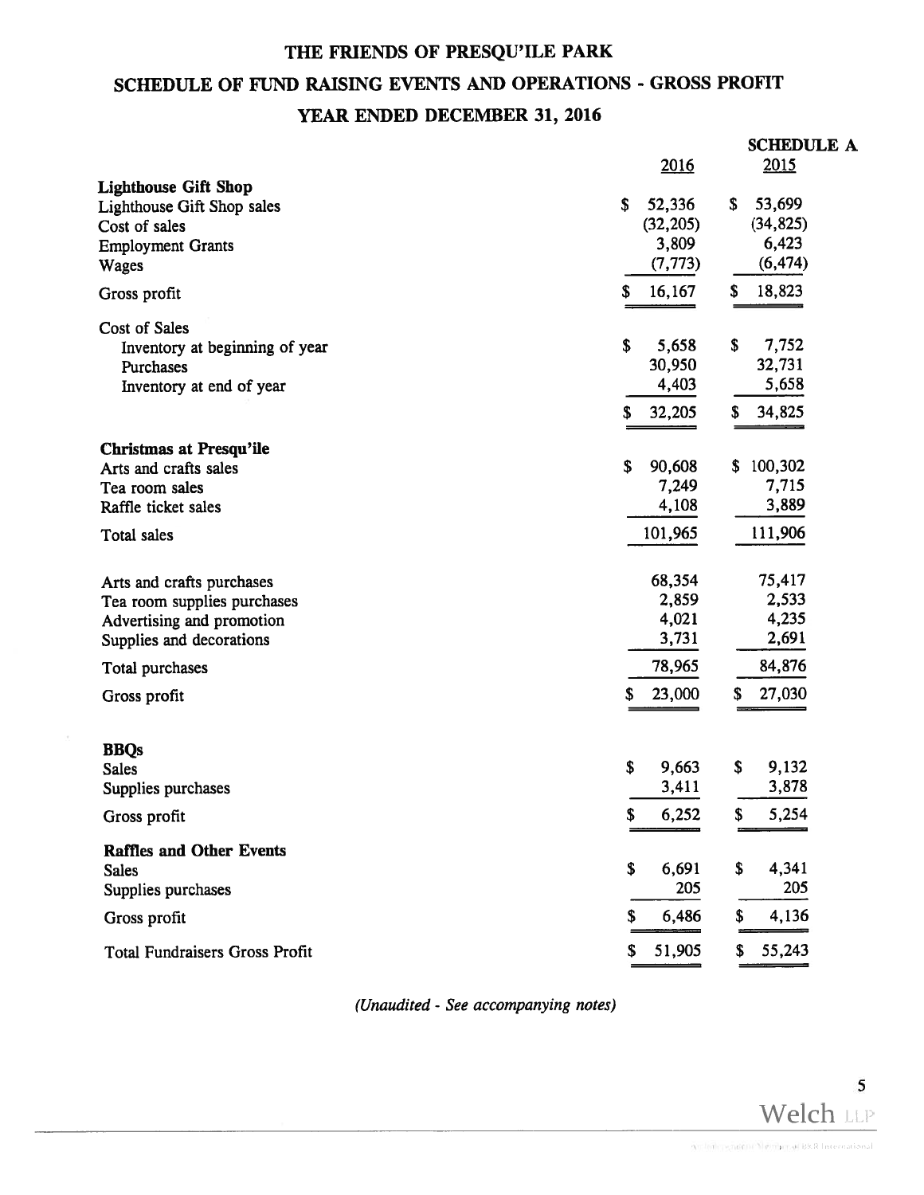# THE FRIENDS OF PRESQU'ILE PARK

## SCHEDULE OF FUND RAISING EVENTS AND OPERATIONS - GROSS PROFIT

### YEAR ENDED DECEMBER 31, 2016

**SCHEDULE A**

| | 2016 | 2015 |
|---|---|---|
| **Lighthouse Gift Shop** | | |
| Lighthouse Gift Shop sales | $ 52,336 | $ 53,699 |
| Cost of sales | (32,205) | (34,825) |
| Employment Grants | 3,809 | 6,423 |
| Wages | (7,773) | (6,474) |
| Gross profit | $ 16,167 | $ 18,823 |
| Cost of Sales | | |
| Inventory at beginning of year | $ 5,658 | $ 7,752 |
| Purchases | 30,950 | 32,731 |
| Inventory at end of year | 4,403 | 5,658 |
| | $ 32,205 | $ 34,825 |
| **Christmas at Presqu'ile** | | |
| Arts and crafts sales | $ 90,608 | $ 100,302 |
| Tea room sales | 7,249 | 7,715 |
| Raffle ticket sales | 4,108 | 3,889 |
| Total sales | 101,965 | 111,906 |
| Arts and crafts purchases | 68,354 | 75,417 |
| Tea room supplies purchases | 2,859 | 2,533 |
| Advertising and promotion | 4,021 | 4,235 |
| Supplies and decorations | 3,731 | 2,691 |
| Total purchases | 78,965 | 84,876 |
| Gross profit | $ 23,000 | $ 27,030 |
| **BBQs** | | |
| Sales | $ 9,663 | $ 9,132 |
| Supplies purchases | 3,411 | 3,878 |
| Gross profit | $ 6,252 | $ 5,254 |
| **Raffles and Other Events** | | |
| Sales | $ 6,691 | $ 4,341 |
| Supplies purchases | 205 | 205 |
| Gross profit | $ 6,486 | $ 4,136 |
| Total Fundraisers Gross Profit | $ 51,905 | $ 55,243 |

*(Unaudited - See accompanying notes)*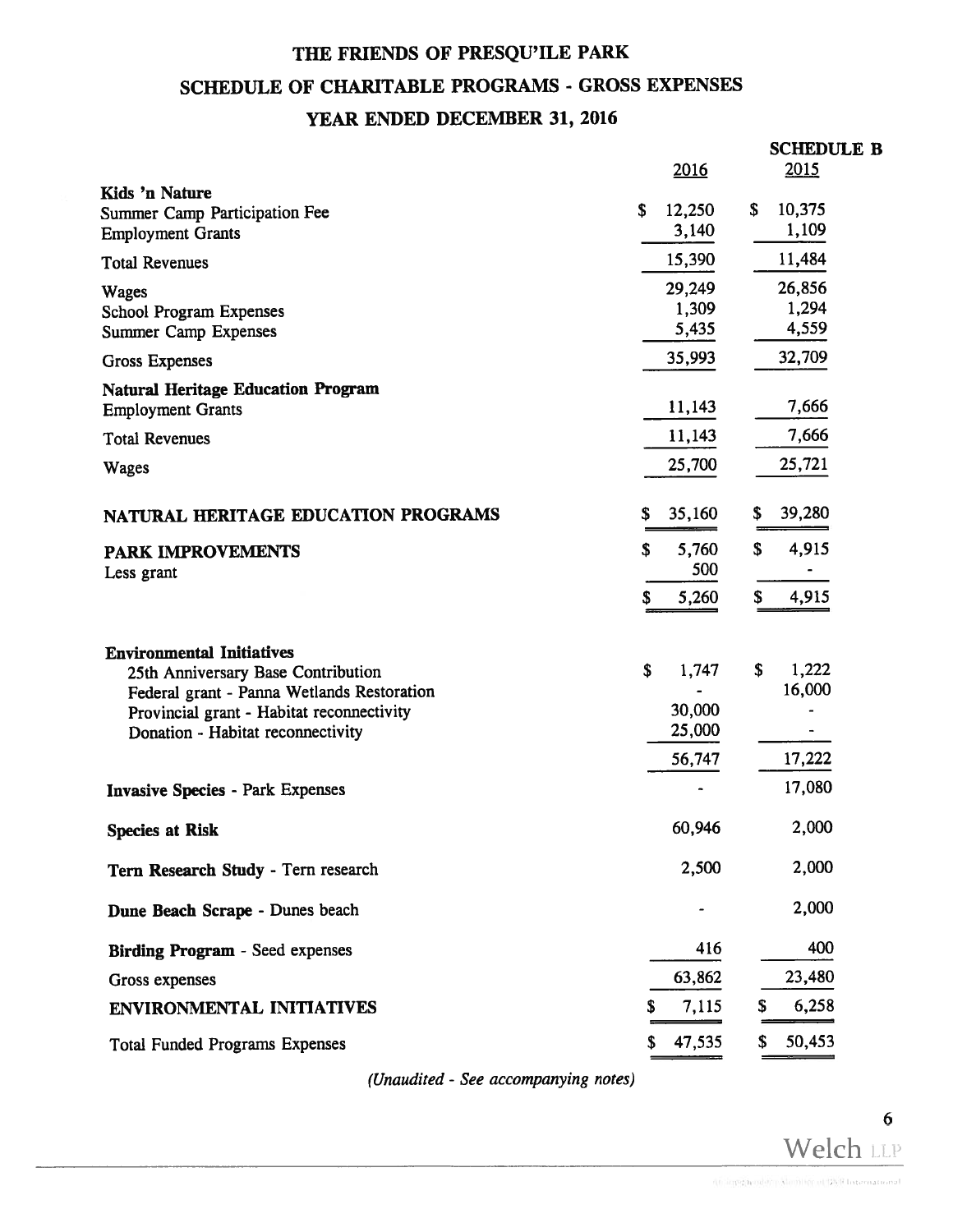# THE FRIENDS OF PRESQU'ILE PARK

## SCHEDULE OF CHARITABLE PROGRAMS - GROSS EXPENSES

### YEAR ENDED DECEMBER 31, 2016

**SCHEDULE B**

| | 2016 | 2015 |
|---|---|---|
| **Kids 'n Nature** | | |
| Summer Camp Participation Fee | $ 12,250 | $ 10,375 |
| Employment Grants | 3,140 | 1,109 |
| Total Revenues | 15,390 | 11,484 |
| Wages | 29,249 | 26,856 |
| School Program Expenses | 1,309 | 1,294 |
| Summer Camp Expenses | 5,435 | 4,559 |
| Gross Expenses | 35,993 | 32,709 |
| **Natural Heritage Education Program** | | |
| Employment Grants | 11,143 | 7,666 |
| Total Revenues | 11,143 | 7,666 |
| Wages | 25,700 | 25,721 |
| **NATURAL HERITAGE EDUCATION PROGRAMS** | $ 35,160 | $ 39,280 |
| **PARK IMPROVEMENTS** | $ 5,760 | $ 4,915 |
| Less grant | 500 | - |
| | $ 5,260 | $ 4,915 |
| **Environmental Initiatives** | | |
| 25th Anniversary Base Contribution | $ 1,747 | $ 1,222 |
| Federal grant - Panna Wetlands Restoration | - | 16,000 |
| Provincial grant - Habitat reconnectivity | 30,000 | - |
| Donation - Habitat reconnectivity | 25,000 | - |
| | 56,747 | 17,222 |
| **Invasive Species** - Park Expenses | - | 17,080 |
| **Species at Risk** | 60,946 | 2,000 |
| **Tern Research Study** - Tern research | 2,500 | 2,000 |
| **Dune Beach Scrape** - Dunes beach | - | 2,000 |
| **Birding Program** - Seed expenses | 416 | 400 |
| Gross expenses | 63,862 | 23,480 |
| **ENVIRONMENTAL INITIATIVES** | $ 7,115 | $ 6,258 |
| Total Funded Programs Expenses | $ 47,535 | $ 50,453 |

*(Unaudited - See accompanying notes)*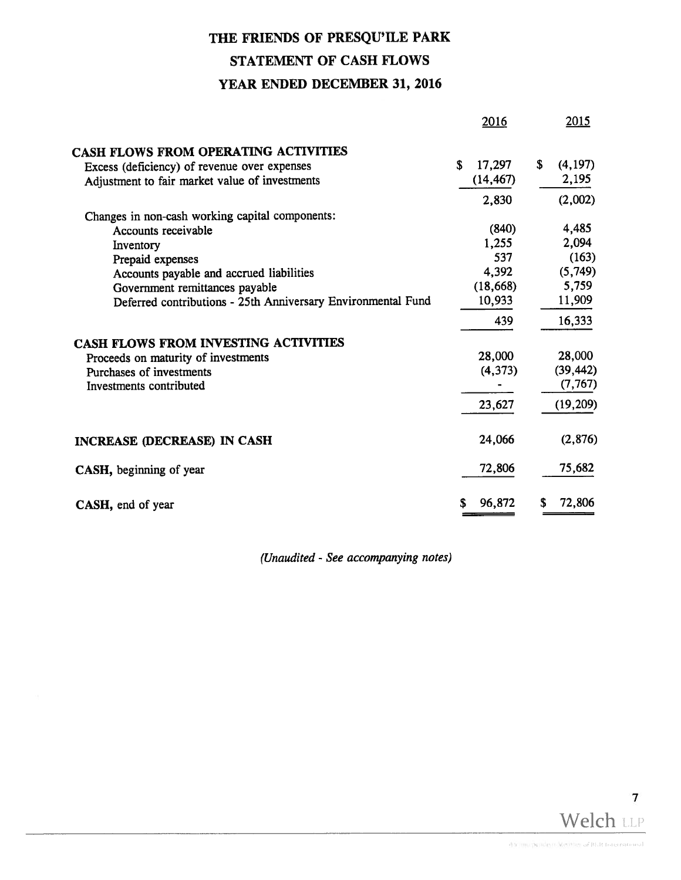# THE FRIENDS OF PRESQU'ILE PARK

## STATEMENT OF CASH FLOWS

## YEAR ENDED DECEMBER 31, 2016

| | 2016 | 2015 |
|---|---|---|
| **CASH FLOWS FROM OPERATING ACTIVITIES** | | |
| Excess (deficiency) of revenue over expenses | $ 17,297 | $ (4,197) |
| Adjustment to fair market value of investments | (14,467) | 2,195 |
| | 2,830 | (2,002) |
| Changes in non-cash working capital components: | | |
| Accounts receivable | (840) | 4,485 |
| Inventory | 1,255 | 2,094 |
| Prepaid expenses | 537 | (163) |
| Accounts payable and accrued liabilities | 4,392 | (5,749) |
| Government remittances payable | (18,668) | 5,759 |
| Deferred contributions - 25th Anniversary Environmental Fund | 10,933 | 11,909 |
| | 439 | 16,333 |
| **CASH FLOWS FROM INVESTING ACTIVITIES** | | |
| Proceeds on maturity of investments | 28,000 | 28,000 |
| Purchases of investments | (4,373) | (39,442) |
| Investments contributed | - | (7,767) |
| | 23,627 | (19,209) |
| **INCREASE (DECREASE) IN CASH** | 24,066 | (2,876) |
| **CASH,** beginning of year | 72,806 | 75,682 |
| **CASH,** end of year | $ 96,872 | $ 72,806 |

*(Unaudited - See accompanying notes)*

Welch LLP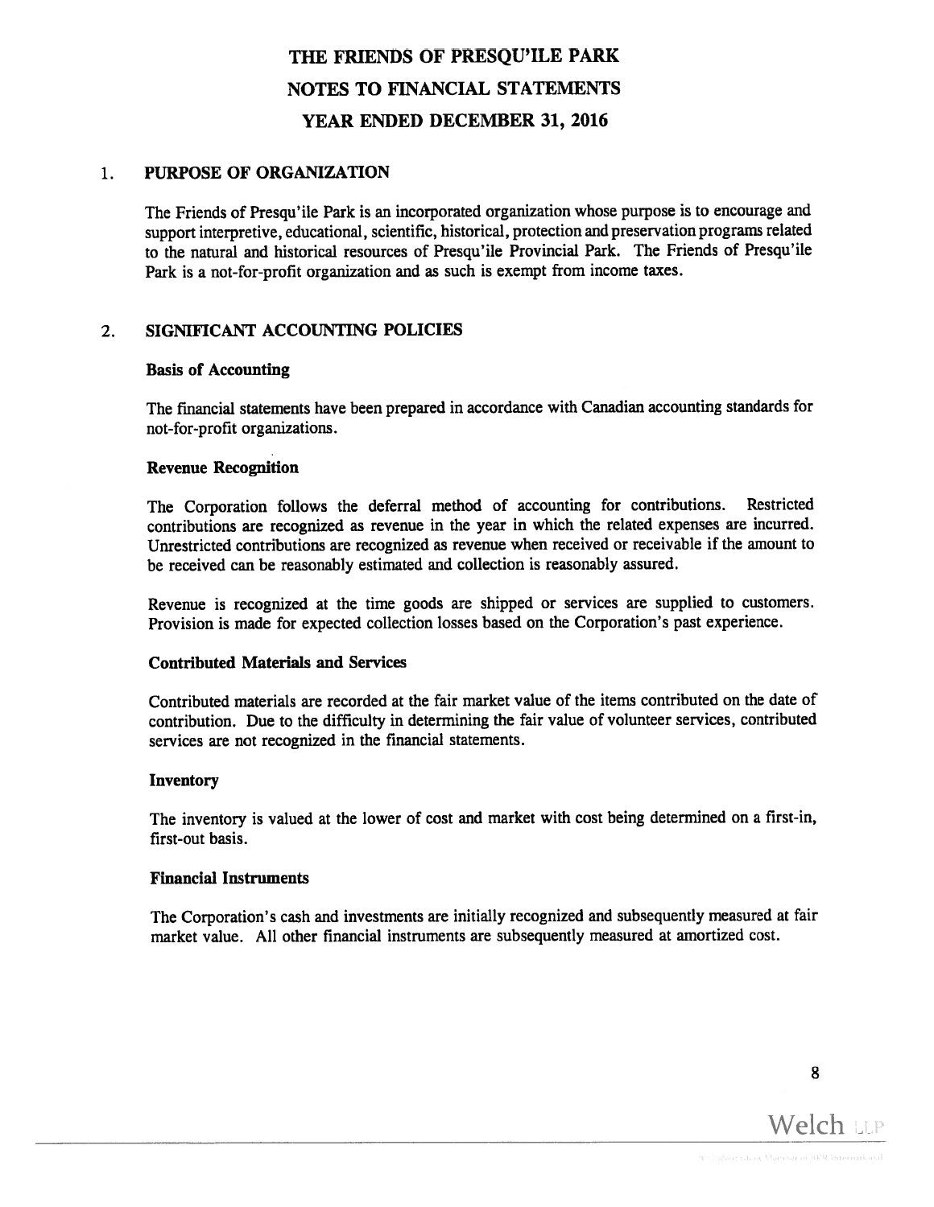# THE FRIENDS OF PRESQU'ILE PARK
# NOTES TO FINANCIAL STATEMENTS
# YEAR ENDED DECEMBER 31, 2016

## 1. PURPOSE OF ORGANIZATION

The Friends of Presqu'ile Park is an incorporated organization whose purpose is to encourage and support interpretive, educational, scientific, historical, protection and preservation programs related to the natural and historical resources of Presqu'ile Provincial Park. The Friends of Presqu'ile Park is a not-for-profit organization and as such is exempt from income taxes.

## 2. SIGNIFICANT ACCOUNTING POLICIES

### Basis of Accounting

The financial statements have been prepared in accordance with Canadian accounting standards for not-for-profit organizations.

### Revenue Recognition

The Corporation follows the deferral method of accounting for contributions. Restricted contributions are recognized as revenue in the year in which the related expenses are incurred. Unrestricted contributions are recognized as revenue when received or receivable if the amount to be received can be reasonably estimated and collection is reasonably assured.

Revenue is recognized at the time goods are shipped or services are supplied to customers. Provision is made for expected collection losses based on the Corporation's past experience.

### Contributed Materials and Services

Contributed materials are recorded at the fair market value of the items contributed on the date of contribution. Due to the difficulty in determining the fair value of volunteer services, contributed services are not recognized in the financial statements.

### Inventory

The inventory is valued at the lower of cost and market with cost being determined on a first-in, first-out basis.

### Financial Instruments

The Corporation's cash and investments are initially recognized and subsequently measured at fair market value. All other financial instruments are subsequently measured at amortized cost.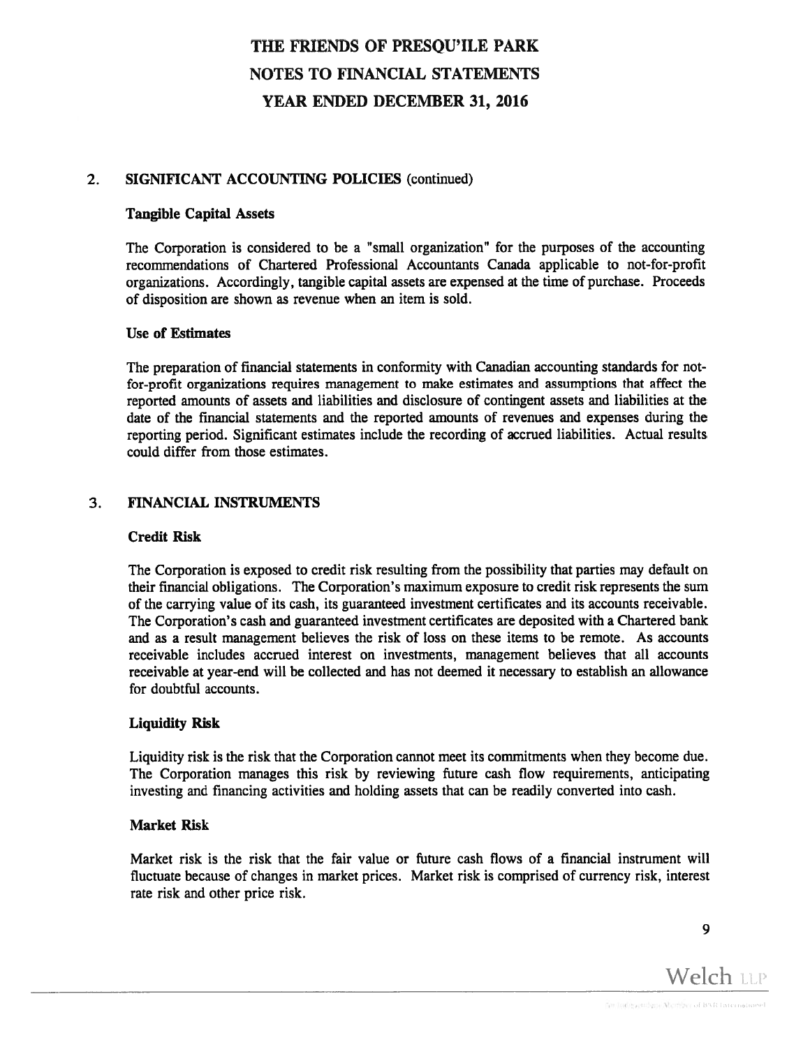# THE FRIENDS OF PRESQU'ILE PARK
# NOTES TO FINANCIAL STATEMENTS
# YEAR ENDED DECEMBER 31, 2016

## 2. SIGNIFICANT ACCOUNTING POLICIES (continued)

### Tangible Capital Assets

The Corporation is considered to be a "small organization" for the purposes of the accounting recommendations of Chartered Professional Accountants Canada applicable to not-for-profit organizations. Accordingly, tangible capital assets are expensed at the time of purchase. Proceeds of disposition are shown as revenue when an item is sold.

### Use of Estimates

The preparation of financial statements in conformity with Canadian accounting standards for not-for-profit organizations requires management to make estimates and assumptions that affect the reported amounts of assets and liabilities and disclosure of contingent assets and liabilities at the date of the financial statements and the reported amounts of revenues and expenses during the reporting period. Significant estimates include the recording of accrued liabilities. Actual results could differ from those estimates.

## 3. FINANCIAL INSTRUMENTS

### Credit Risk

The Corporation is exposed to credit risk resulting from the possibility that parties may default on their financial obligations. The Corporation's maximum exposure to credit risk represents the sum of the carrying value of its cash, its guaranteed investment certificates and its accounts receivable. The Corporation's cash and guaranteed investment certificates are deposited with a Chartered bank and as a result management believes the risk of loss on these items to be remote. As accounts receivable includes accrued interest on investments, management believes that all accounts receivable at year-end will be collected and has not deemed it necessary to establish an allowance for doubtful accounts.

### Liquidity Risk

Liquidity risk is the risk that the Corporation cannot meet its commitments when they become due. The Corporation manages this risk by reviewing future cash flow requirements, anticipating investing and financing activities and holding assets that can be readily converted into cash.

### Market Risk

Market risk is the risk that the fair value or future cash flows of a financial instrument will fluctuate because of changes in market prices. Market risk is comprised of currency risk, interest rate risk and other price risk.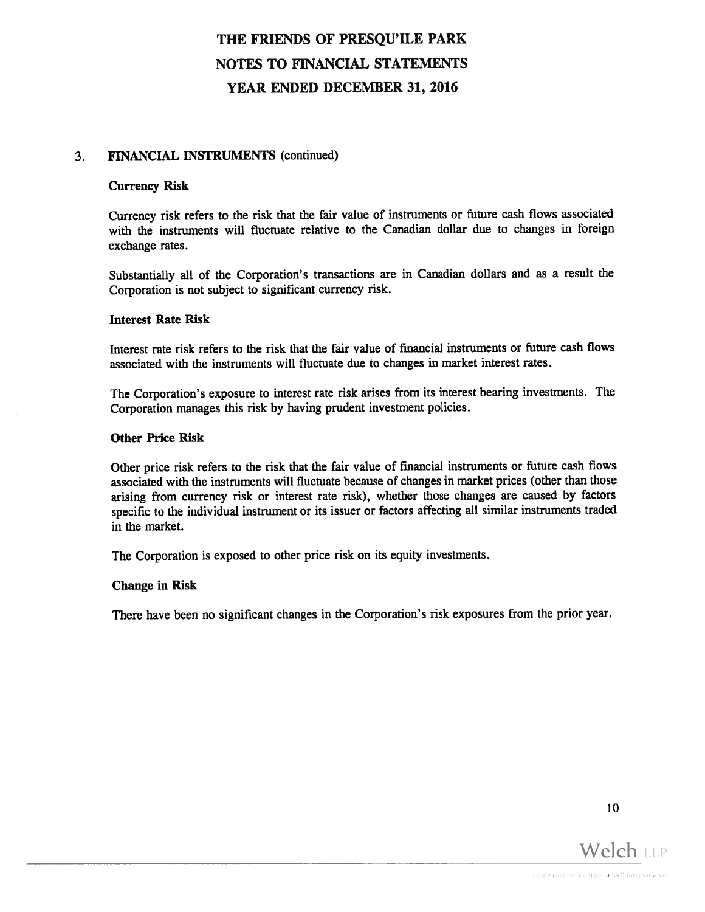# THE FRIENDS OF PRESQU'ILE PARK
# NOTES TO FINANCIAL STATEMENTS
# YEAR ENDED DECEMBER 31, 2016

## 3. FINANCIAL INSTRUMENTS (continued)

### Currency Risk

Currency risk refers to the risk that the fair value of instruments or future cash flows associated with the instruments will fluctuate relative to the Canadian dollar due to changes in foreign exchange rates.

Substantially all of the Corporation's transactions are in Canadian dollars and as a result the Corporation is not subject to significant currency risk.

### Interest Rate Risk

Interest rate risk refers to the risk that the fair value of financial instruments or future cash flows associated with the instruments will fluctuate due to changes in market interest rates.

The Corporation's exposure to interest rate risk arises from its interest bearing investments. The Corporation manages this risk by having prudent investment policies.

### Other Price Risk

Other price risk refers to the risk that the fair value of financial instruments or future cash flows associated with the instruments will fluctuate because of changes in market prices (other than those arising from currency risk or interest rate risk), whether those changes are caused by factors specific to the individual instrument or its issuer or factors affecting all similar instruments traded in the market.

The Corporation is exposed to other price risk on its equity investments.

### Change in Risk

There have been no significant changes in the Corporation's risk exposures from the prior year.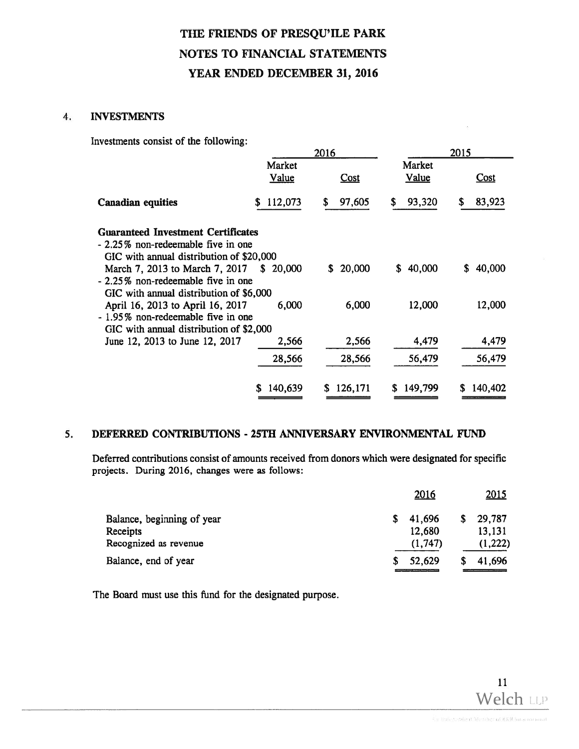# THE FRIENDS OF PRESQU'ILE PARK
## NOTES TO FINANCIAL STATEMENTS
## YEAR ENDED DECEMBER 31, 2016

### 4. INVESTMENTS

Investments consist of the following:

| | 2016 | | 2015 | |
|---|---|---|---|---|
| | Market Value | Cost | Market Value | Cost |
| **Canadian equities** | $ 112,073 | $ 97,605 | $ 93,320 | $ 83,923 |
| **Guaranteed Investment Certificates** | | | | |
| - 2.25% non-redeemable five in one GIC with annual distribution of $20,000 March 7, 2013 to March 7, 2017 | $ 20,000 | $ 20,000 | $ 40,000 | $ 40,000 |
| - 2.25% non-redeemable five in one GIC with annual distribution of $6,000 April 16, 2013 to April 16, 2017 | 6,000 | 6,000 | 12,000 | 12,000 |
| - 1.95% non-redeemable five in one GIC with annual distribution of $2,000 June 12, 2013 to June 12, 2017 | 2,566 | 2,566 | 4,479 | 4,479 |
| | 28,566 | 28,566 | 56,479 | 56,479 |
| | $ 140,639 | $ 126,171 | $ 149,799 | $ 140,402 |

### 5. DEFERRED CONTRIBUTIONS - 25TH ANNIVERSARY ENVIRONMENTAL FUND

Deferred contributions consist of amounts received from donors which were designated for specific projects. During 2016, changes were as follows:

| | 2016 | 2015 |
|---|---|---|
| Balance, beginning of year | $ 41,696 | $ 29,787 |
| Receipts | 12,680 | 13,131 |
| Recognized as revenue | (1,747) | (1,222) |
| Balance, end of year | $ 52,629 | $ 41,696 |

The Board must use this fund for the designated purpose.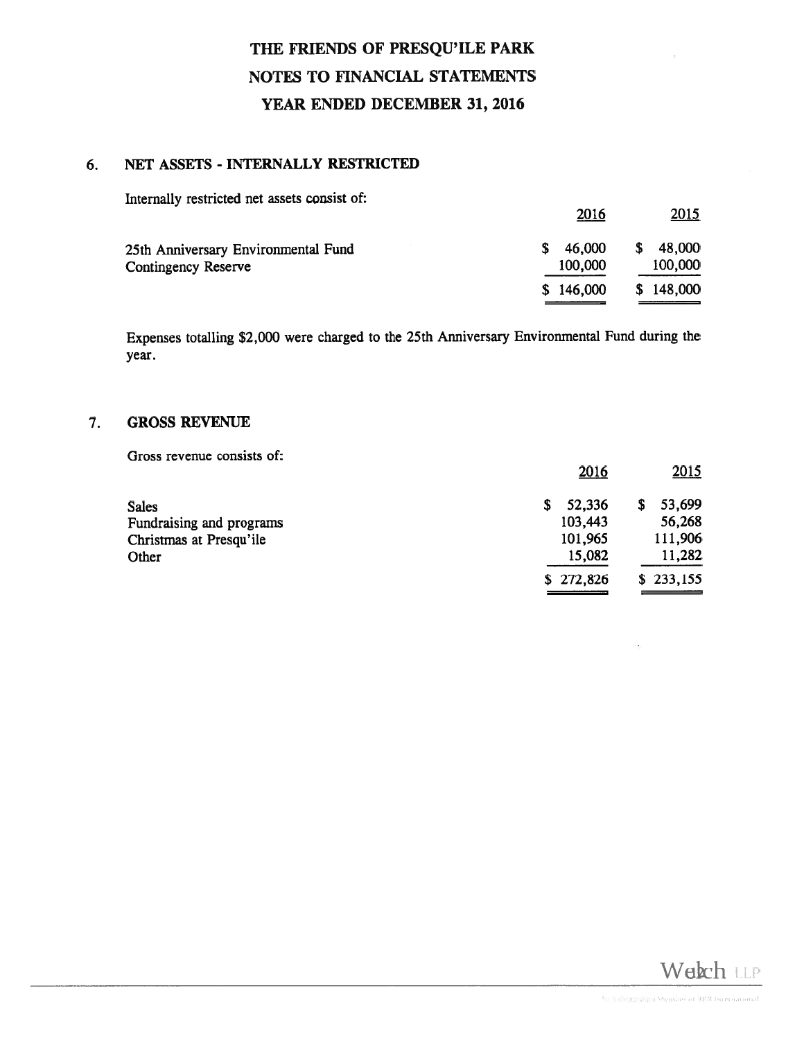# THE FRIENDS OF PRESQU'ILE PARK

# NOTES TO FINANCIAL STATEMENTS

# YEAR ENDED DECEMBER 31, 2016

## 6. NET ASSETS - INTERNALLY RESTRICTED

Internally restricted net assets consist of:

| | 2016 | 2015 |
|---|---|---|
| 25th Anniversary Environmental Fund | $ 46,000 | $ 48,000 |
| Contingency Reserve | 100,000 | 100,000 |
| | $ 146,000 | $ 148,000 |

Expenses totalling $2,000 were charged to the 25th Anniversary Environmental Fund during the year.

## 7. GROSS REVENUE

Gross revenue consists of:

| | 2016 | 2015 |
|---|---|---|
| Sales | $ 52,336 | $ 53,699 |
| Fundraising and programs | 103,443 | 56,268 |
| Christmas at Presqu'ile | 101,965 | 111,906 |
| Other | 15,082 | 11,282 |
| | $ 272,826 | $ 233,155 |